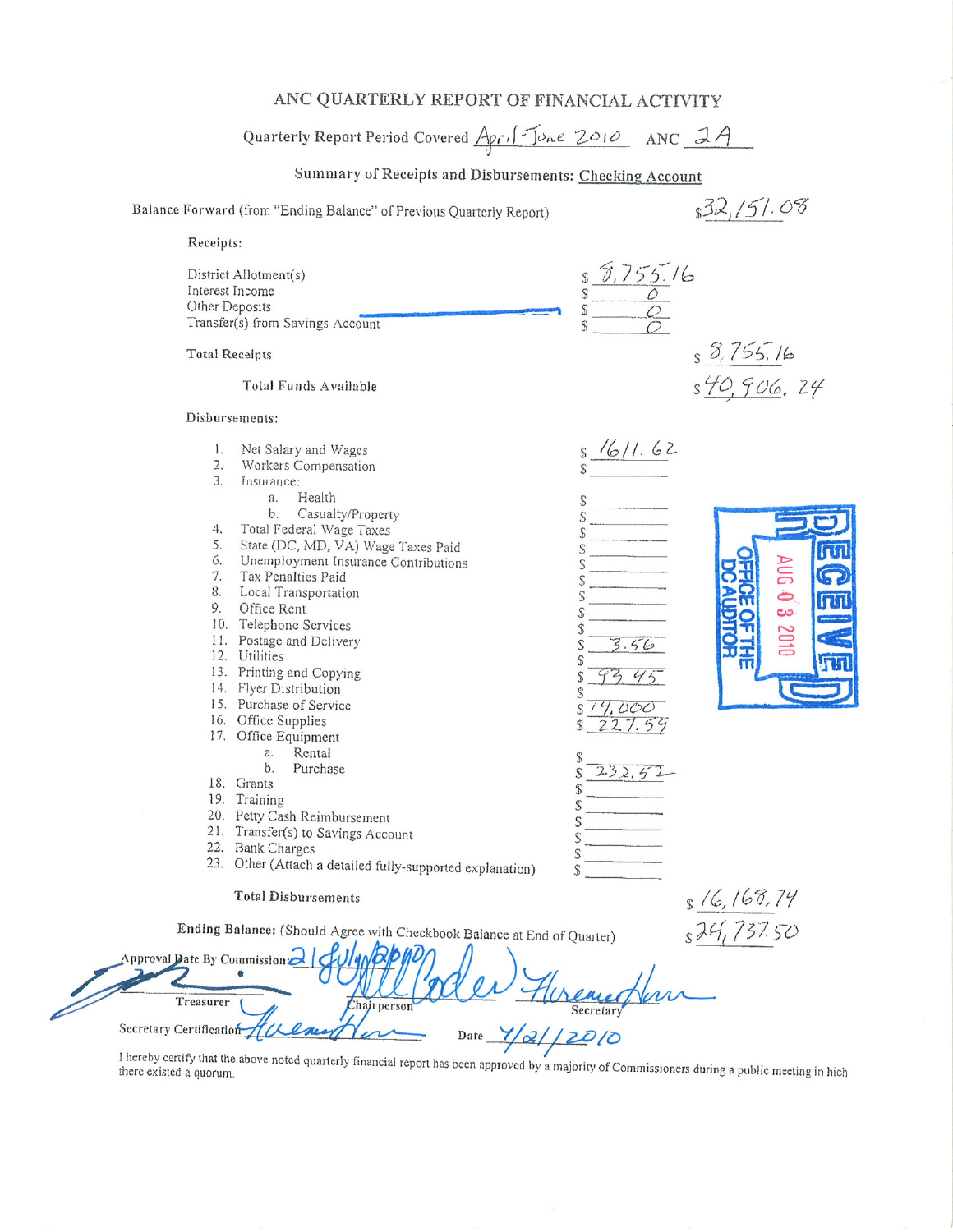# ANC QUARTERLY REPORT OF FINANCIAL ACTIVITY

Quarterly Report Period Covered April-June 2010 ANC 2A

## Summary of Receipts and Disbursements: Checking Account

Balance Forward (from "Ending Balance" of Previous Quarterly Report) $32,151.08

**Receipts:**

| | | |
|---|---|---|
| District Allotment(s) | $ 8,755.16 | |
| Interest Income | $ 0 | |
| Other Deposits | $ 0 | |
| Transfer(s) from Savings Account | $ 0 | |
| **Total Receipts** | | $ 8,755.16 |
| **Total Funds Available** | | $ 40,906.24 |

**Disbursements:**

| | | |
|---|---|---|
| 1. Net Salary and Wages | $ 1611.62 | |
| 2. Workers Compensation | $ | |
| 3. Insurance: | | |
| a. Health | $ | |
| b. Casualty/Property | $ | |
| 4. Total Federal Wage Taxes | $ | |
| 5. State (DC, MD, VA) Wage Taxes Paid | $ | |
| 6. Unemployment Insurance Contributions | $ | |
| 7. Tax Penalties Paid | $ | |
| 8. Local Transportation | $ | |
| 9. Office Rent | $ | |
| 10. Telephone Services | $ | |
| 11. Postage and Delivery | $ 3.56 | |
| 12. Utilities | $ | |
| 13. Printing and Copying | $ 93.45 | |
| 14. Flyer Distribution | $ | |
| 15. Purchase of Service | $ 14,000 | |
| 16. Office Supplies | $ 227.59 | |
| 17. Office Equipment | | |
| a. Rental | $ | |
| b. Purchase | $ 232.52 | |
| 18. Grants | $ | |
| 19. Training | $ | |
| 20. Petty Cash Reimbursement | $ | |
| 21. Transfer(s) to Savings Account | $ | |
| 22. Bank Charges | $ | |
| 23. Other (Attach a detailed fully-supported explanation) | $ | |
| **Total Disbursements** | | $ 16,168.74 |

**Ending Balance:** (Should Agree with Checkbook Balance at End of Quarter) $24,737.50

RECEIVED AUG 03 2010 OFFICE OF THE DC AUDITOR

Approval Date By Commission: 21 July 2010

Treasurer Chairperson Secretary

Secretary Certification Date 7/21/2010

I hereby certify that the above noted quarterly financial report has been approved by a majority of Commissioners during a public meeting in hich there existed a quorum.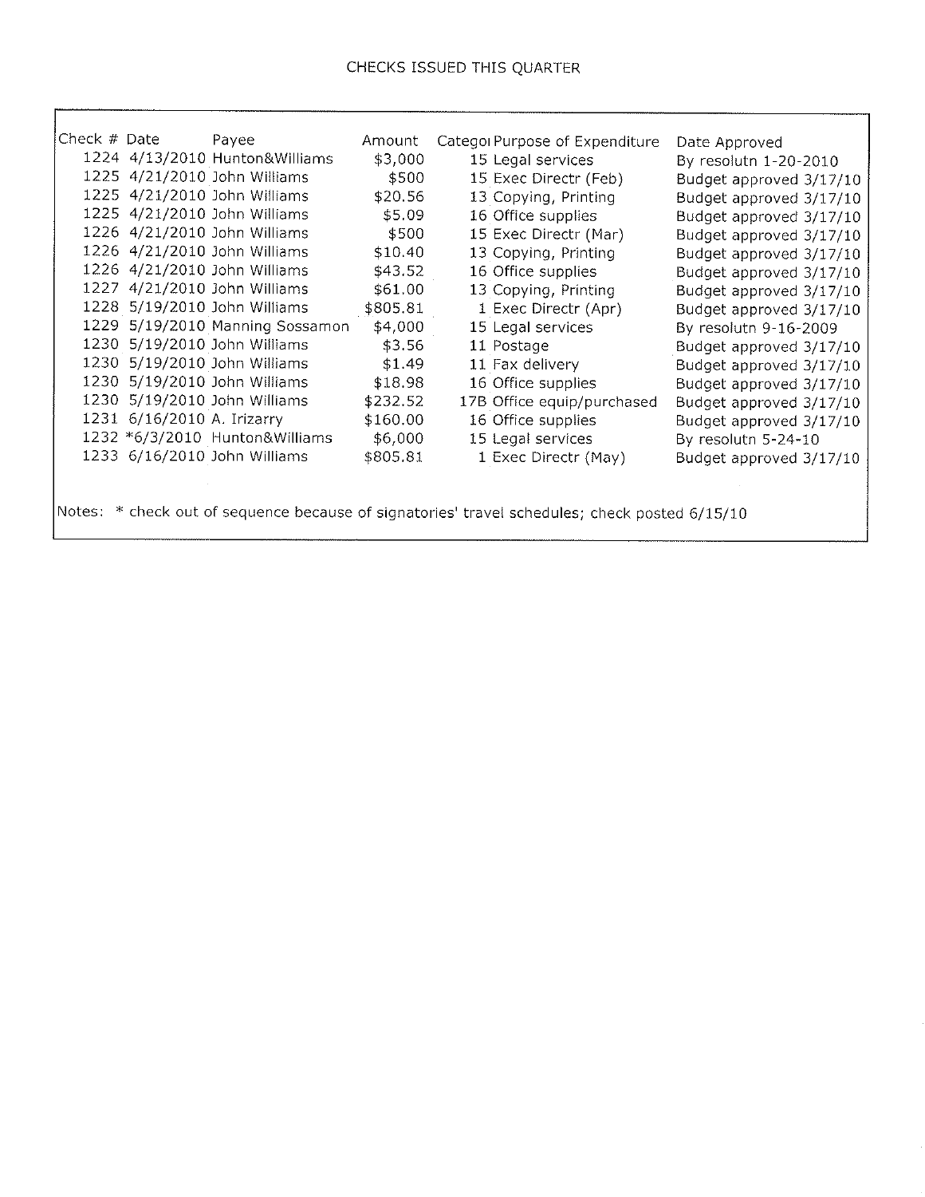CHECKS ISSUED THIS QUARTER

| Check # | Date | Payee | Amount | Categoi | Purpose of Expenditure | Date Approved |
|---|---|---|---|---|---|---|
| 1224 | 4/13/2010 | Hunton&Williams | $3,000 | 15 | Legal services | By resolutn 1-20-2010 |
| 1225 | 4/21/2010 | John Williams | $500 | 15 | Exec Directr (Feb) | Budget approved 3/17/10 |
| 1225 | 4/21/2010 | John Williams | $20.56 | 13 | Copying, Printing | Budget approved 3/17/10 |
| 1225 | 4/21/2010 | John Williams | $5.09 | 16 | Office supplies | Budget approved 3/17/10 |
| 1226 | 4/21/2010 | John Williams | $500 | 15 | Exec Directr (Mar) | Budget approved 3/17/10 |
| 1226 | 4/21/2010 | John Williams | $10.40 | 13 | Copying, Printing | Budget approved 3/17/10 |
| 1226 | 4/21/2010 | John Williams | $43.52 | 16 | Office supplies | Budget approved 3/17/10 |
| 1227 | 4/21/2010 | John Williams | $61.00 | 13 | Copying, Printing | Budget approved 3/17/10 |
| 1228 | 5/19/2010 | John Williams | $805.81 | 1 | Exec Directr (Apr) | Budget approved 3/17/10 |
| 1229 | 5/19/2010 | Manning Sossamon | $4,000 | 15 | Legal services | By resolutn 9-16-2009 |
| 1230 | 5/19/2010 | John Williams | $3.56 | 11 | Postage | Budget approved 3/17/10 |
| 1230 | 5/19/2010 | John Williams | $1.49 | 11 | Fax delivery | Budget approved 3/17/10 |
| 1230 | 5/19/2010 | John Williams | $18.98 | 16 | Office supplies | Budget approved 3/17/10 |
| 1230 | 5/19/2010 | John Williams | $232.52 | 17B | Office equip/purchased | Budget approved 3/17/10 |
| 1231 | 6/16/2010 | A. Irizarry | $160.00 | 16 | Office supplies | Budget approved 3/17/10 |
| 1232 | *6/3/2010 | Hunton&Williams | $6,000 | 15 | Legal services | By resolutn 5-24-10 |
| 1233 | 6/16/2010 | John Williams | $805.81 | 1 | Exec Directr (May) | Budget approved 3/17/10 |

Notes: * check out of sequence because of signatories' travel schedules; check posted 6/15/10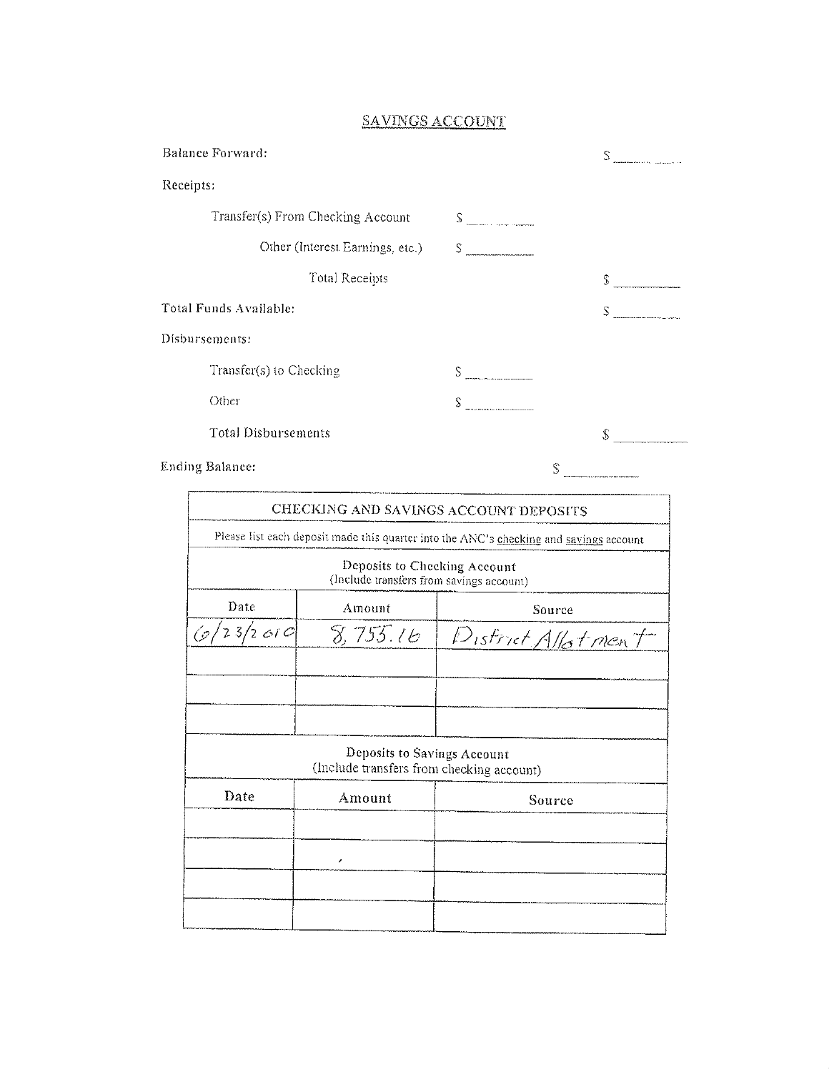## SAVINGS ACCOUNT

Balance Forward: $ ______

Receipts:

Transfer(s) From Checking Account $ ______

Other (Interest Earnings, etc.) $ ______

Total Receipts $ ______

Total Funds Available: $ ______

Disbursements:

Transfer(s) to Checking $ ______

Other $ ______

Total Disbursements $ ______

Ending Balance: $ ______

| CHECKING AND SAVINGS ACCOUNT DEPOSITS | | |
|---|---|---|
| Please list each deposit made this quarter into the ANC's checking and savings account | | |
| Deposits to Checking Account (Include transfers from savings account) | | |
| Date | Amount | Source |
| 6/23/2010 | 8,755.16 | District Allotment |
| | | |
| | | |
| | | |
| Deposits to Savings Account (Include transfers from checking account) | | |
| Date | Amount | Source |
| | | |
| | | |
| | | |
| | | |